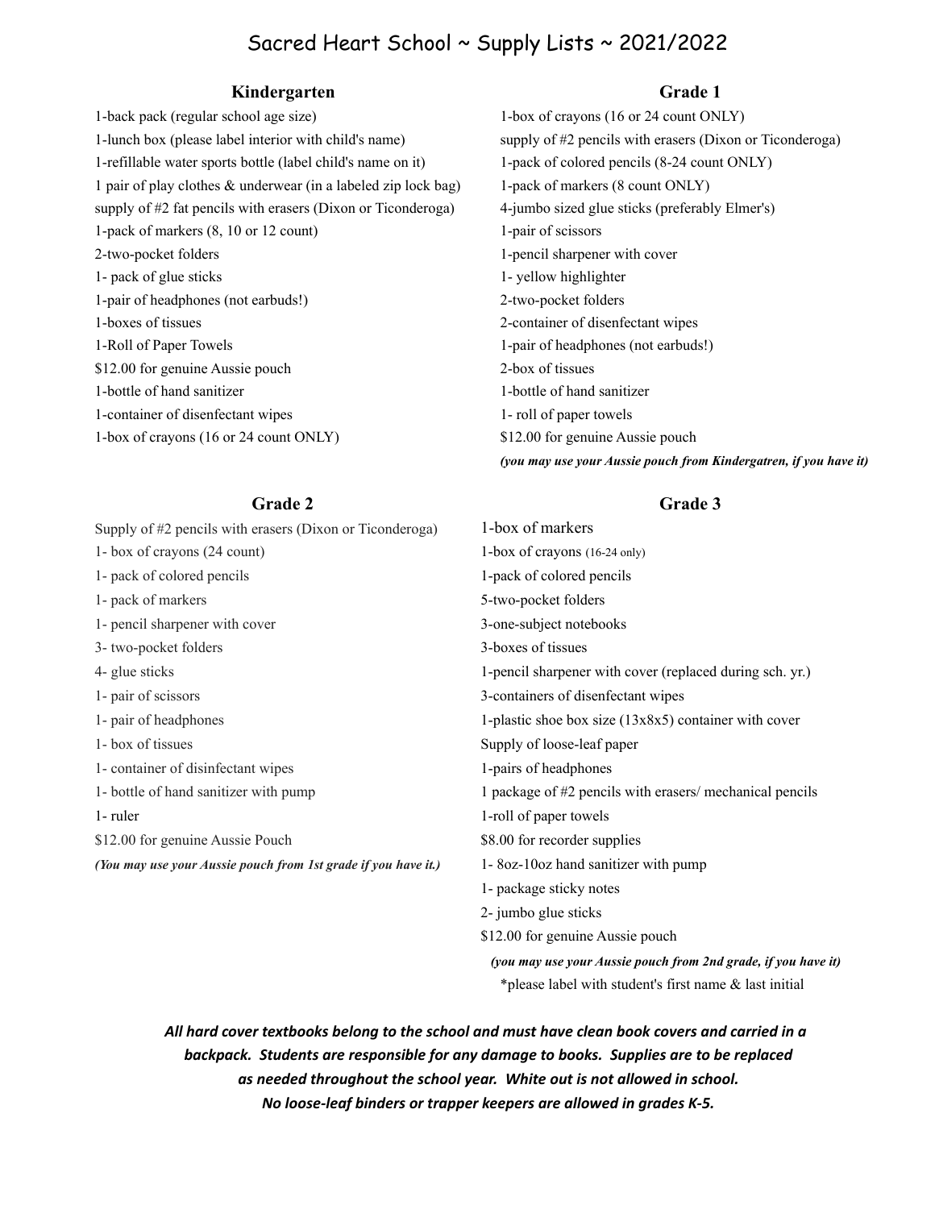# Sacred Heart School ~ Supply Lists ~ 2021/2022

## Kindergarten

1-back pack (regular school age size)
1-lunch box (please label interior with child's name)
1-refillable water sports bottle (label child's name on it)
1 pair of play clothes & underwear (in a labeled zip lock bag)
supply of #2 fat pencils with erasers (Dixon or Ticonderoga)
1-pack of markers (8, 10 or 12 count)
2-two-pocket folders
1- pack of glue sticks
1-pair of headphones (not earbuds!)
1-boxes of tissues
1-Roll of Paper Towels
$12.00 for genuine Aussie pouch
1-bottle of hand sanitizer
1-container of disenfectant wipes
1-box of crayons (16 or 24 count ONLY)

## Grade 1

1-box of crayons (16 or 24 count ONLY)
supply of #2 pencils with erasers (Dixon or Ticonderoga)
1-pack of colored pencils (8-24 count ONLY)
1-pack of markers (8 count ONLY)
4-jumbo sized glue sticks (preferably Elmer's)
1-pair of scissors
1-pencil sharpener with cover
1- yellow highlighter
2-two-pocket folders
2-container of disenfectant wipes
1-pair of headphones (not earbuds!)
2-box of tissues
1-bottle of hand sanitizer
1- roll of paper towels
$12.00 for genuine Aussie pouch
***(you may use your Aussie pouch from Kindergatren, if you have it)***

## Grade 2

Supply of #2 pencils with erasers (Dixon or Ticonderoga)
1- box of crayons (24 count)
1- pack of colored pencils
1- pack of markers
1- pencil sharpener with cover
3- two-pocket folders
4- glue sticks
1- pair of scissors
1- pair of headphones
1- box of tissues
1- container of disinfectant wipes
1- bottle of hand sanitizer with pump
1- ruler
$12.00 for genuine Aussie Pouch
***(You may use your Aussie pouch from 1st grade if you have it.)***

## Grade 3

1-box of markers
1-box of crayons (16-24 only)
1-pack of colored pencils
5-two-pocket folders
3-one-subject notebooks
3-boxes of tissues
1-pencil sharpener with cover (replaced during sch. yr.)
3-containers of disenfectant wipes
1-plastic shoe box size (13x8x5) container with cover
Supply of loose-leaf paper
1-pairs of headphones
1 package of #2 pencils with erasers/ mechanical pencils
1-roll of paper towels
$8.00 for recorder supplies
1- 8oz-10oz hand sanitizer with pump
1- package sticky notes
2- jumbo glue sticks
$12.00 for genuine Aussie pouch
***(you may use your Aussie pouch from 2nd grade, if you have it)***
*please label with student's first name & last initial

***All hard cover textbooks belong to the school and must have clean book covers and carried in a backpack. Students are responsible for any damage to books. Supplies are to be replaced as needed throughout the school year. White out is not allowed in school. No loose-leaf binders or trapper keepers are allowed in grades K-5.***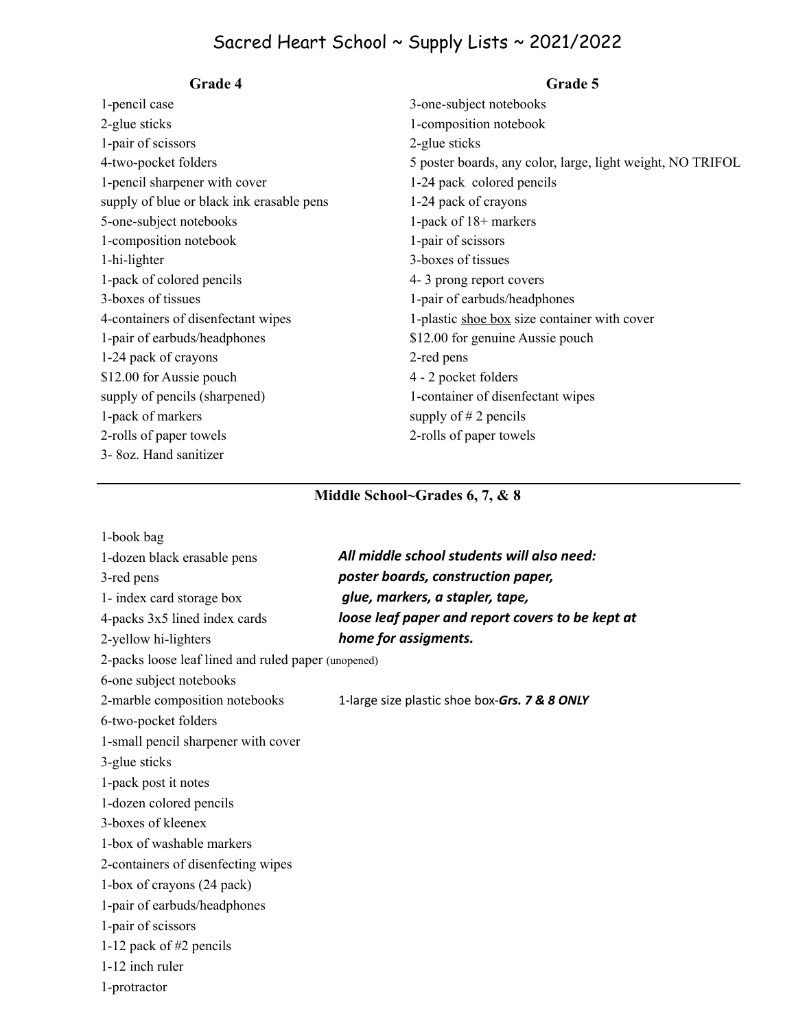# Sacred Heart School ~ Supply Lists ~ 2021/2022

## Grade 4

1-pencil case
2-glue sticks
1-pair of scissors
4-two-pocket folders
1-pencil sharpener with cover
supply of blue or black ink erasable pens
5-one-subject notebooks
1-composition notebook
1-hi-lighter
1-pack of colored pencils
3-boxes of tissues
4-containers of disenfectant wipes
1-pair of earbuds/headphones
1-24 pack of crayons
$12.00 for Aussie pouch
supply of pencils (sharpened)
1-pack of markers
2-rolls of paper towels
3- 8oz. Hand sanitizer

## Grade 5

3-one-subject notebooks
1-composition notebook
2-glue sticks
5 poster boards, any color, large, light weight, NO TRIFOL
1-24 pack colored pencils
1-24 pack of crayons
1-pack of 18+ markers
1-pair of scissors
3-boxes of tissues
4- 3 prong report covers
1-pair of earbuds/headphones
1-plastic shoe box size container with cover
$12.00 for genuine Aussie pouch
2-red pens
4 - 2 pocket folders
1-container of disenfectant wipes
supply of # 2 pencils
2-rolls of paper towels

---

## Middle School~Grades 6, 7, & 8

1-book bag
1-dozen black erasable pens
3-red pens
1- index card storage box
4-packs 3x5 lined index cards
2-yellow hi-lighters
2-packs loose leaf lined and ruled paper (unopened)
6-one subject notebooks
2-marble composition notebooks
6-two-pocket folders
1-small pencil sharpener with cover
3-glue sticks
1-pack post it notes
1-dozen colored pencils
3-boxes of kleenex
1-box of washable markers
2-containers of disenfecting wipes
1-box of crayons (24 pack)
1-pair of earbuds/headphones
1-pair of scissors
1-12 pack of #2 pencils
1-12 inch ruler
1-protractor

***All middle school students will also need: poster boards, construction paper, glue, markers, a stapler, tape, loose leaf paper and report covers to be kept at home for assigments.***

1-large size plastic shoe box-***Grs. 7 & 8 ONLY***